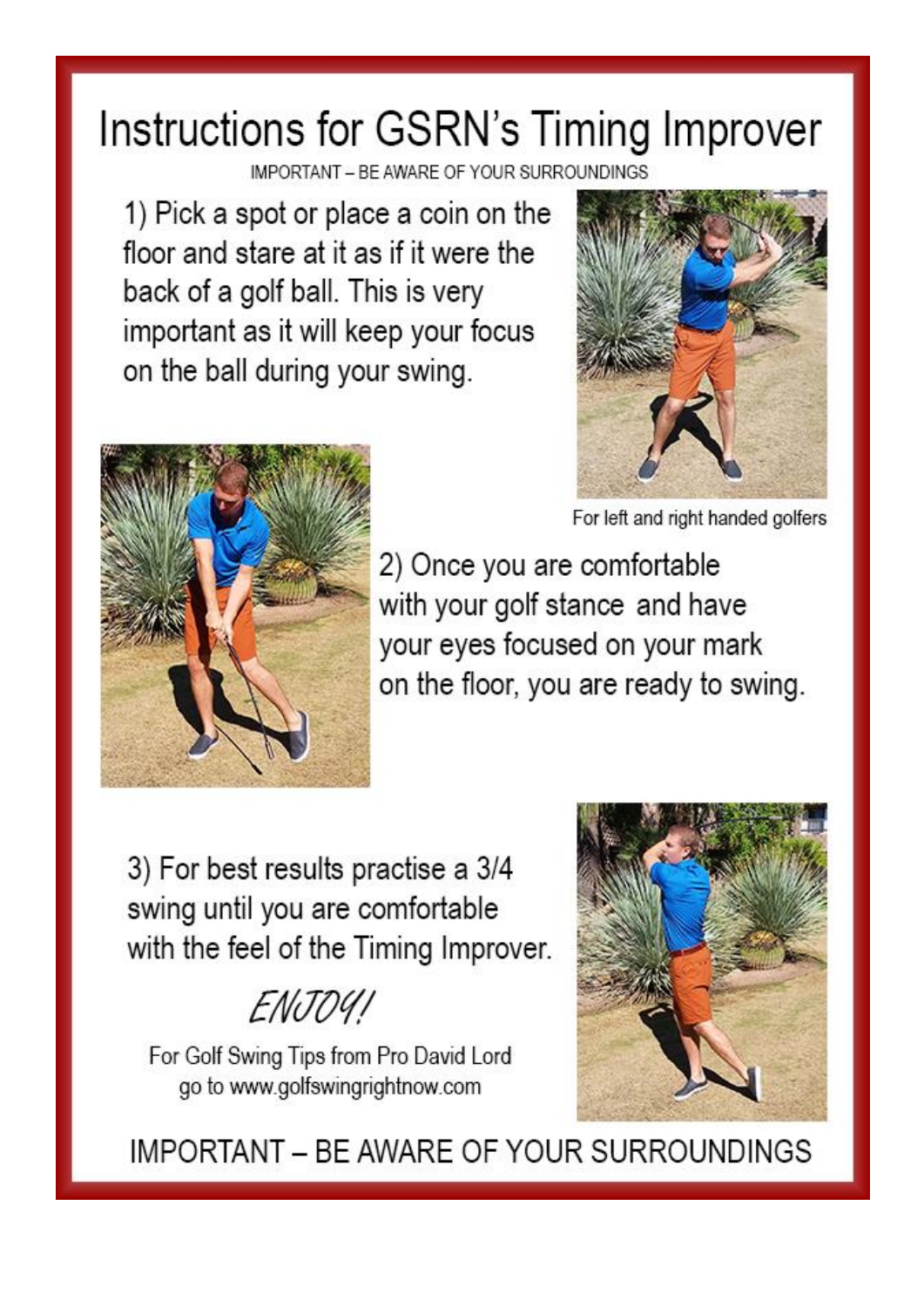# Instructions for GSRN's Timing Improver

IMPORTANT – BE AWARE OF YOUR SURROUNDINGS

1) Pick a spot or place a coin on the floor and stare at it as if it were the back of a golf ball. This is very important as it will keep your focus on the ball during your swing.

For left and right handed golfers

2) Once you are comfortable with your golf stance and have your eyes focused on your mark on the floor, you are ready to swing.

3) For best results practise a 3/4 swing until you are comfortable with the feel of the Timing Improver.

*ENJOY!*

For Golf Swing Tips from Pro David Lord go to www.golfswingrightnow.com

IMPORTANT – BE AWARE OF YOUR SURROUNDINGS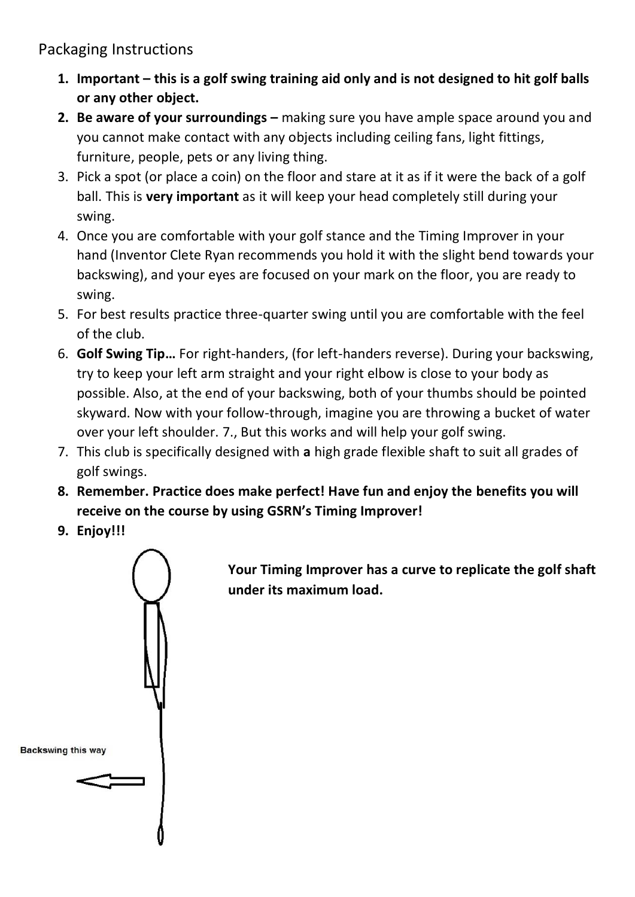Packaging Instructions

1. **Important – this is a golf swing training aid only and is not designed to hit golf balls or any other object.**
2. **Be aware of your surroundings –** making sure you have ample space around you and you cannot make contact with any objects including ceiling fans, light fittings, furniture, people, pets or any living thing.
3. Pick a spot (or place a coin) on the floor and stare at it as if it were the back of a golf ball. This is **very important** as it will keep your head completely still during your swing.
4. Once you are comfortable with your golf stance and the Timing Improver in your hand (Inventor Clete Ryan recommends you hold it with the slight bend towards your backswing), and your eyes are focused on your mark on the floor, you are ready to swing.
5. For best results practice three-quarter swing until you are comfortable with the feel of the club.
6. **Golf Swing Tip…** For right-handers, (for left-handers reverse). During your backswing, try to keep your left arm straight and your right elbow is close to your body as possible. Also, at the end of your backswing, both of your thumbs should be pointed skyward. Now with your follow-through, imagine you are throwing a bucket of water over your left shoulder. 7., But this works and will help your golf swing.
7. This club is specifically designed with **a** high grade flexible shaft to suit all grades of golf swings.
8. **Remember. Practice does make perfect! Have fun and enjoy the benefits you will receive on the course by using GSRN's Timing Improver!**
9. **Enjoy!!!**

**Your Timing Improver has a curve to replicate the golf shaft under its maximum load.**

Backswing this way